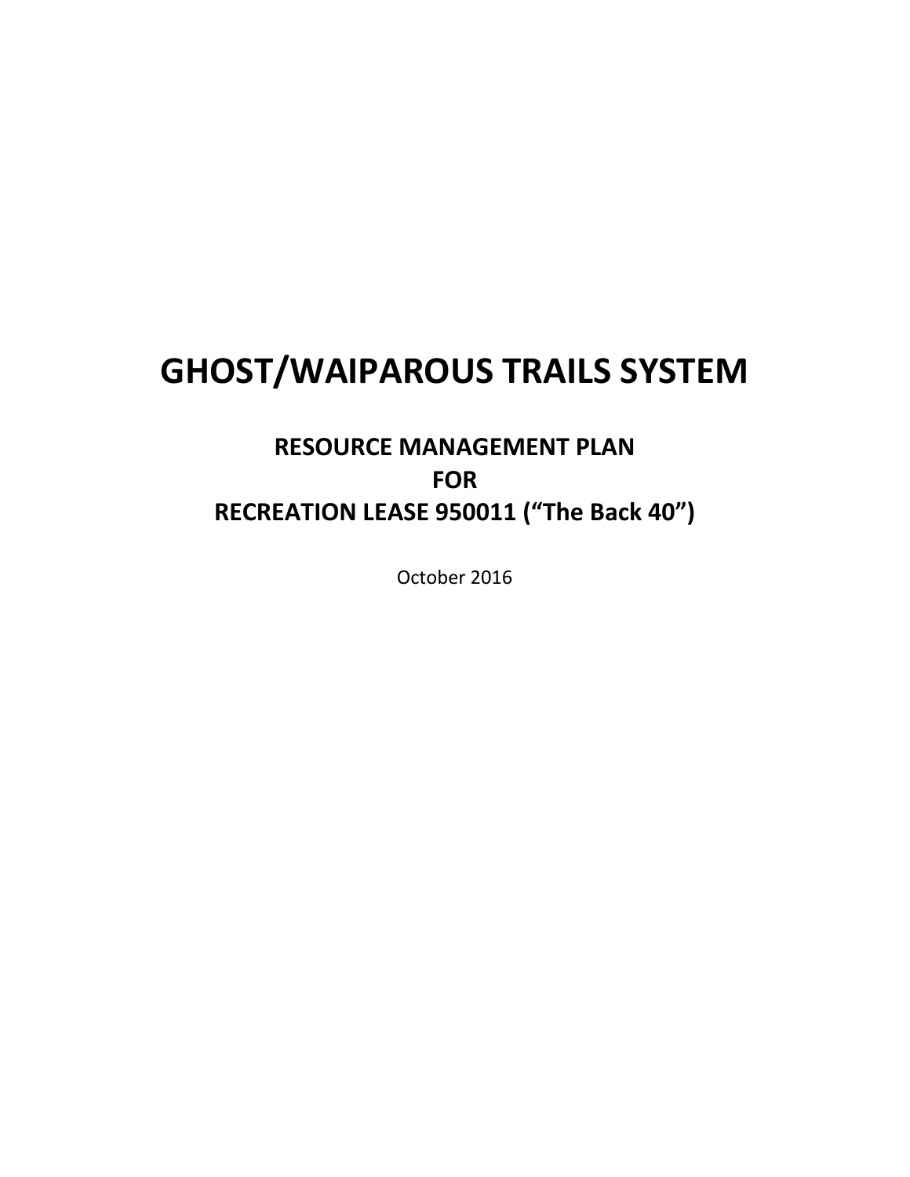# GHOST/WAIPAROUS TRAILS SYSTEM

## RESOURCE MANAGEMENT PLAN
## FOR
## RECREATION LEASE 950011 (“The Back 40”)

October 2016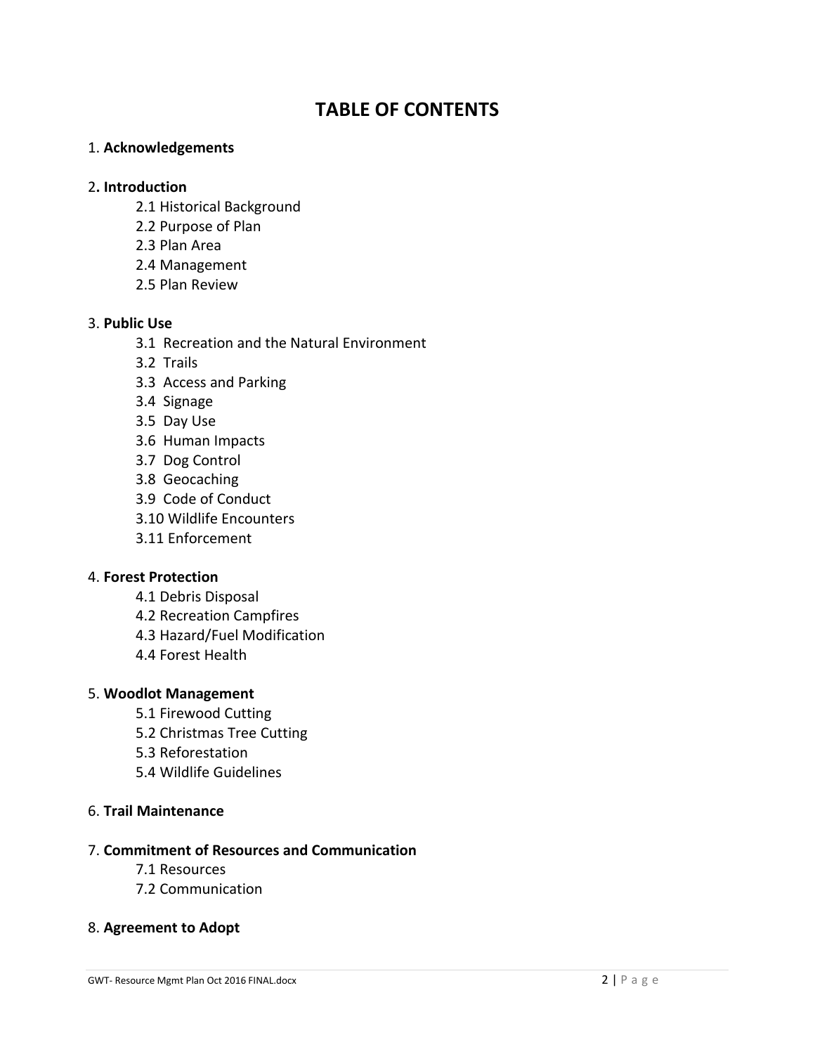# TABLE OF CONTENTS

1. **Acknowledgements**

2**. Introduction**
- 2.1 Historical Background
- 2.2 Purpose of Plan
- 2.3 Plan Area
- 2.4 Management
- 2.5 Plan Review

3. **Public Use**
- 3.1 Recreation and the Natural Environment
- 3.2 Trails
- 3.3 Access and Parking
- 3.4 Signage
- 3.5 Day Use
- 3.6 Human Impacts
- 3.7 Dog Control
- 3.8 Geocaching
- 3.9 Code of Conduct
- 3.10 Wildlife Encounters
- 3.11 Enforcement

4. **Forest Protection**
- 4.1 Debris Disposal
- 4.2 Recreation Campfires
- 4.3 Hazard/Fuel Modification
- 4.4 Forest Health

5. **Woodlot Management**
- 5.1 Firewood Cutting
- 5.2 Christmas Tree Cutting
- 5.3 Reforestation
- 5.4 Wildlife Guidelines

6. **Trail Maintenance**

7. **Commitment of Resources and Communication**
- 7.1 Resources
- 7.2 Communication

8. **Agreement to Adopt**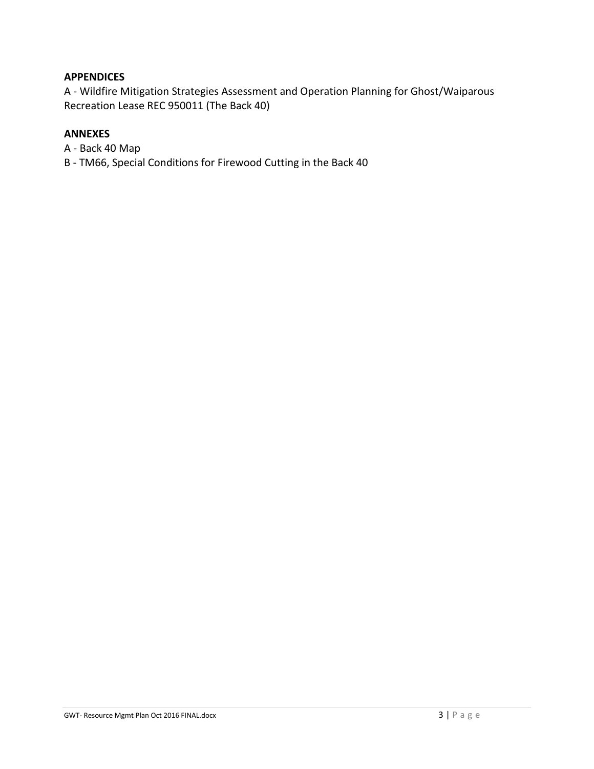**APPENDICES**

A - Wildfire Mitigation Strategies Assessment and Operation Planning for Ghost/Waiparous Recreation Lease REC 950011 (The Back 40)

**ANNEXES**

A - Back 40 Map

B - TM66, Special Conditions for Firewood Cutting in the Back 40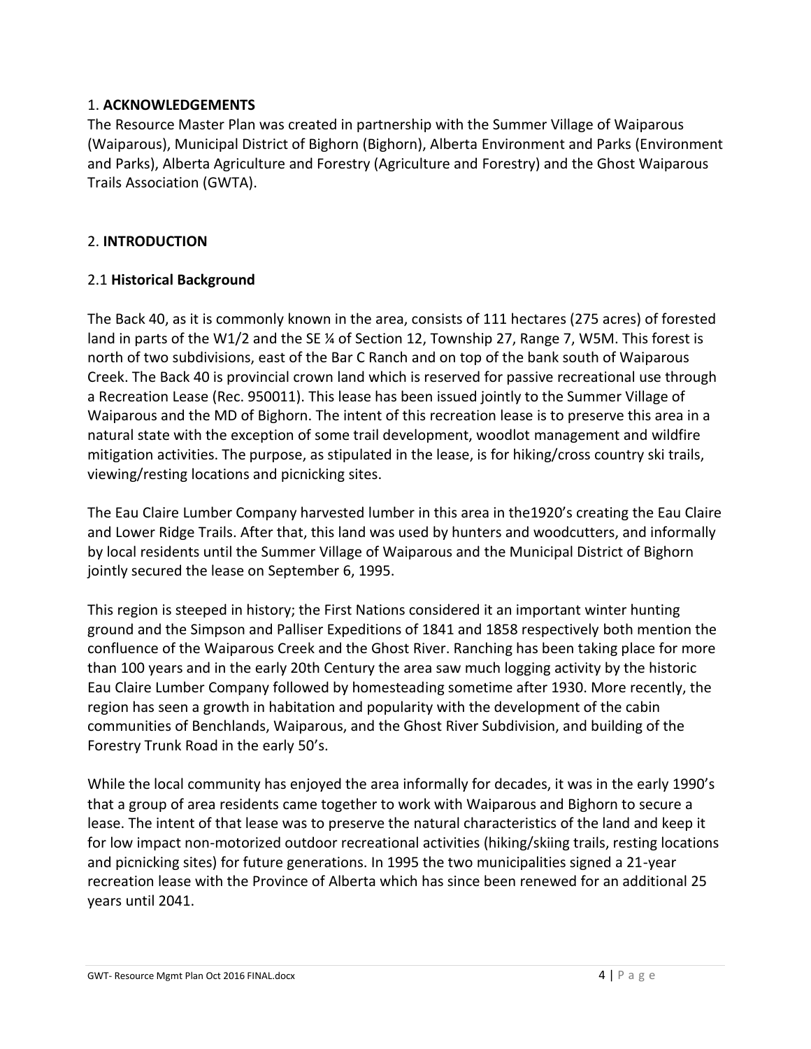## 1. **ACKNOWLEDGEMENTS**

The Resource Master Plan was created in partnership with the Summer Village of Waiparous (Waiparous), Municipal District of Bighorn (Bighorn), Alberta Environment and Parks (Environment and Parks), Alberta Agriculture and Forestry (Agriculture and Forestry) and the Ghost Waiparous Trails Association (GWTA).

## 2. **INTRODUCTION**

### 2.1 **Historical Background**

The Back 40, as it is commonly known in the area, consists of 111 hectares (275 acres) of forested land in parts of the W1/2 and the SE ¼ of Section 12, Township 27, Range 7, W5M. This forest is north of two subdivisions, east of the Bar C Ranch and on top of the bank south of Waiparous Creek. The Back 40 is provincial crown land which is reserved for passive recreational use through a Recreation Lease (Rec. 950011). This lease has been issued jointly to the Summer Village of Waiparous and the MD of Bighorn. The intent of this recreation lease is to preserve this area in a natural state with the exception of some trail development, woodlot management and wildfire mitigation activities. The purpose, as stipulated in the lease, is for hiking/cross country ski trails, viewing/resting locations and picnicking sites.

The Eau Claire Lumber Company harvested lumber in this area in the1920's creating the Eau Claire and Lower Ridge Trails. After that, this land was used by hunters and woodcutters, and informally by local residents until the Summer Village of Waiparous and the Municipal District of Bighorn jointly secured the lease on September 6, 1995.

This region is steeped in history; the First Nations considered it an important winter hunting ground and the Simpson and Palliser Expeditions of 1841 and 1858 respectively both mention the confluence of the Waiparous Creek and the Ghost River. Ranching has been taking place for more than 100 years and in the early 20th Century the area saw much logging activity by the historic Eau Claire Lumber Company followed by homesteading sometime after 1930. More recently, the region has seen a growth in habitation and popularity with the development of the cabin communities of Benchlands, Waiparous, and the Ghost River Subdivision, and building of the Forestry Trunk Road in the early 50's.

While the local community has enjoyed the area informally for decades, it was in the early 1990's that a group of area residents came together to work with Waiparous and Bighorn to secure a lease. The intent of that lease was to preserve the natural characteristics of the land and keep it for low impact non-motorized outdoor recreational activities (hiking/skiing trails, resting locations and picnicking sites) for future generations. In 1995 the two municipalities signed a 21-year recreation lease with the Province of Alberta which has since been renewed for an additional 25 years until 2041.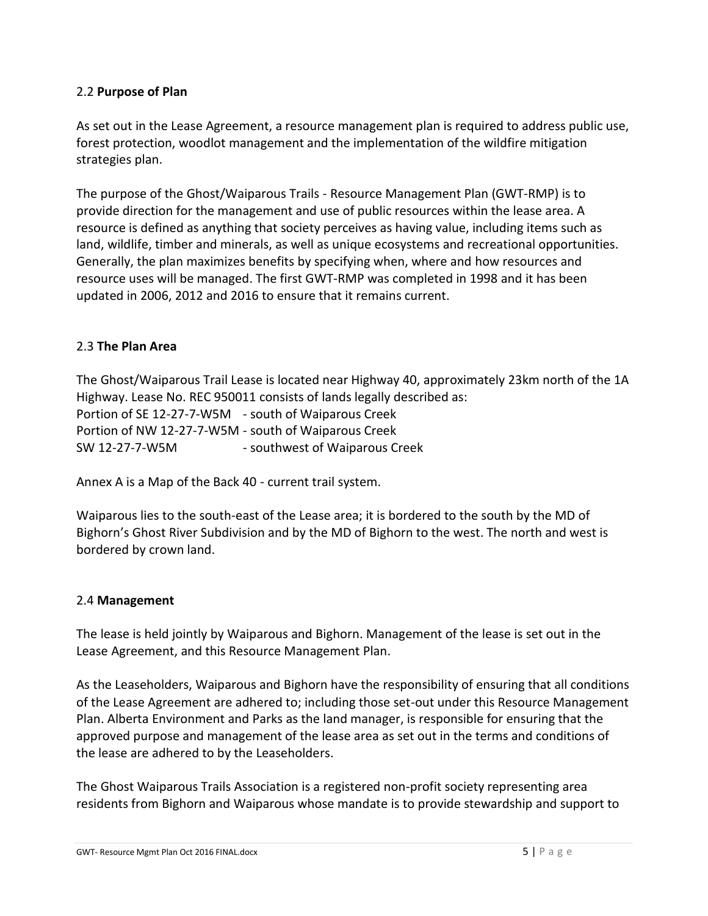## 2.2 **Purpose of Plan**

As set out in the Lease Agreement, a resource management plan is required to address public use, forest protection, woodlot management and the implementation of the wildfire mitigation strategies plan.

The purpose of the Ghost/Waiparous Trails - Resource Management Plan (GWT-RMP) is to provide direction for the management and use of public resources within the lease area. A resource is defined as anything that society perceives as having value, including items such as land, wildlife, timber and minerals, as well as unique ecosystems and recreational opportunities. Generally, the plan maximizes benefits by specifying when, where and how resources and resource uses will be managed. The first GWT-RMP was completed in 1998 and it has been updated in 2006, 2012 and 2016 to ensure that it remains current.

## 2.3 **The Plan Area**

The Ghost/Waiparous Trail Lease is located near Highway 40, approximately 23km north of the 1A Highway. Lease No. REC 950011 consists of lands legally described as:

Portion of SE 12-27-7-W5M - south of Waiparous Creek
Portion of NW 12-27-7-W5M - south of Waiparous Creek
SW 12-27-7-W5M - southwest of Waiparous Creek

Annex A is a Map of the Back 40 - current trail system.

Waiparous lies to the south-east of the Lease area; it is bordered to the south by the MD of Bighorn's Ghost River Subdivision and by the MD of Bighorn to the west. The north and west is bordered by crown land.

## 2.4 **Management**

The lease is held jointly by Waiparous and Bighorn. Management of the lease is set out in the Lease Agreement, and this Resource Management Plan.

As the Leaseholders, Waiparous and Bighorn have the responsibility of ensuring that all conditions of the Lease Agreement are adhered to; including those set-out under this Resource Management Plan. Alberta Environment and Parks as the land manager, is responsible for ensuring that the approved purpose and management of the lease area as set out in the terms and conditions of the lease are adhered to by the Leaseholders.

The Ghost Waiparous Trails Association is a registered non-profit society representing area residents from Bighorn and Waiparous whose mandate is to provide stewardship and support to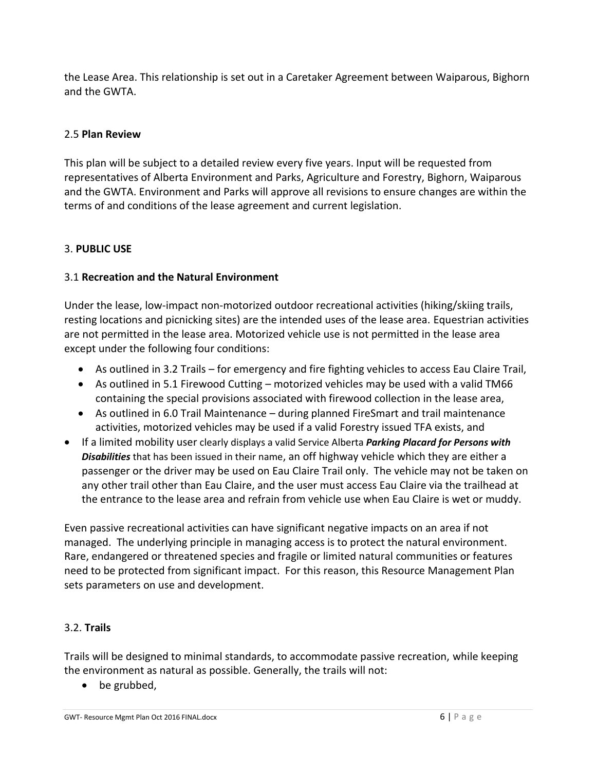the Lease Area. This relationship is set out in a Caretaker Agreement between Waiparous, Bighorn and the GWTA.

### 2.5 **Plan Review**

This plan will be subject to a detailed review every five years. Input will be requested from representatives of Alberta Environment and Parks, Agriculture and Forestry, Bighorn, Waiparous and the GWTA. Environment and Parks will approve all revisions to ensure changes are within the terms of and conditions of the lease agreement and current legislation.

## 3. **PUBLIC USE**

### 3.1 **Recreation and the Natural Environment**

Under the lease, low-impact non-motorized outdoor recreational activities (hiking/skiing trails, resting locations and picnicking sites) are the intended uses of the lease area. Equestrian activities are not permitted in the lease area. Motorized vehicle use is not permitted in the lease area except under the following four conditions:

- As outlined in 3.2 Trails – for emergency and fire fighting vehicles to access Eau Claire Trail,
- As outlined in 5.1 Firewood Cutting – motorized vehicles may be used with a valid TM66 containing the special provisions associated with firewood collection in the lease area,
- As outlined in 6.0 Trail Maintenance – during planned FireSmart and trail maintenance activities, motorized vehicles may be used if a valid Forestry issued TFA exists, and
- If a limited mobility user clearly displays a valid Service Alberta ***Parking Placard for Persons with Disabilities*** that has been issued in their name, an off highway vehicle which they are either a passenger or the driver may be used on Eau Claire Trail only. The vehicle may not be taken on any other trail other than Eau Claire, and the user must access Eau Claire via the trailhead at the entrance to the lease area and refrain from vehicle use when Eau Claire is wet or muddy.

Even passive recreational activities can have significant negative impacts on an area if not managed. The underlying principle in managing access is to protect the natural environment. Rare, endangered or threatened species and fragile or limited natural communities or features need to be protected from significant impact. For this reason, this Resource Management Plan sets parameters on use and development.

### 3.2. **Trails**

Trails will be designed to minimal standards, to accommodate passive recreation, while keeping the environment as natural as possible. Generally, the trails will not:

- be grubbed,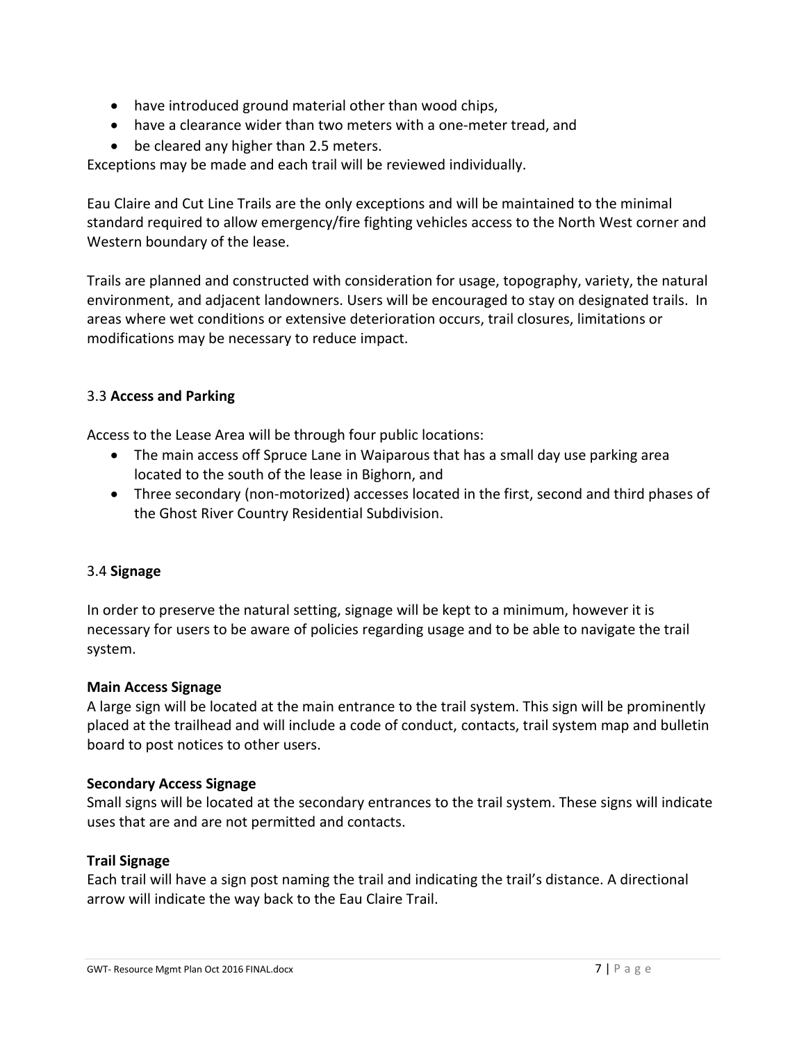- have introduced ground material other than wood chips,
- have a clearance wider than two meters with a one-meter tread, and
- be cleared any higher than 2.5 meters.

Exceptions may be made and each trail will be reviewed individually.

Eau Claire and Cut Line Trails are the only exceptions and will be maintained to the minimal standard required to allow emergency/fire fighting vehicles access to the North West corner and Western boundary of the lease.

Trails are planned and constructed with consideration for usage, topography, variety, the natural environment, and adjacent landowners. Users will be encouraged to stay on designated trails. In areas where wet conditions or extensive deterioration occurs, trail closures, limitations or modifications may be necessary to reduce impact.

### 3.3 **Access and Parking**

Access to the Lease Area will be through four public locations:

- The main access off Spruce Lane in Waiparous that has a small day use parking area located to the south of the lease in Bighorn, and
- Three secondary (non-motorized) accesses located in the first, second and third phases of the Ghost River Country Residential Subdivision.

### 3.4 **Signage**

In order to preserve the natural setting, signage will be kept to a minimum, however it is necessary for users to be aware of policies regarding usage and to be able to navigate the trail system.

**Main Access Signage**
A large sign will be located at the main entrance to the trail system. This sign will be prominently placed at the trailhead and will include a code of conduct, contacts, trail system map and bulletin board to post notices to other users.

**Secondary Access Signage**
Small signs will be located at the secondary entrances to the trail system. These signs will indicate uses that are and are not permitted and contacts.

**Trail Signage**
Each trail will have a sign post naming the trail and indicating the trail's distance. A directional arrow will indicate the way back to the Eau Claire Trail.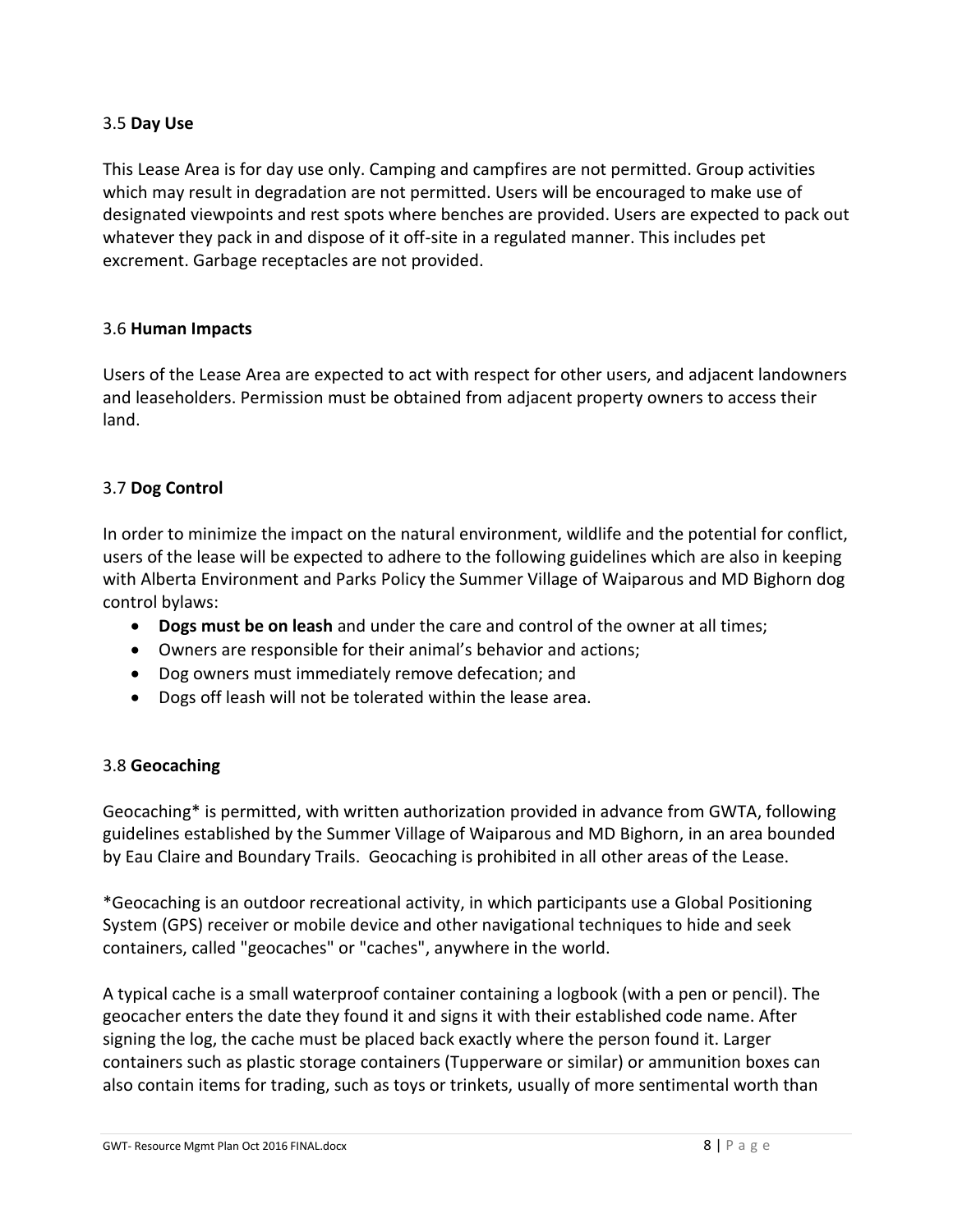### 3.5 **Day Use**

This Lease Area is for day use only. Camping and campfires are not permitted. Group activities which may result in degradation are not permitted. Users will be encouraged to make use of designated viewpoints and rest spots where benches are provided. Users are expected to pack out whatever they pack in and dispose of it off-site in a regulated manner. This includes pet excrement. Garbage receptacles are not provided.

### 3.6 **Human Impacts**

Users of the Lease Area are expected to act with respect for other users, and adjacent landowners and leaseholders. Permission must be obtained from adjacent property owners to access their land.

### 3.7 **Dog Control**

In order to minimize the impact on the natural environment, wildlife and the potential for conflict, users of the lease will be expected to adhere to the following guidelines which are also in keeping with Alberta Environment and Parks Policy the Summer Village of Waiparous and MD Bighorn dog control bylaws:

- **Dogs must be on leash** and under the care and control of the owner at all times;
- Owners are responsible for their animal's behavior and actions;
- Dog owners must immediately remove defecation; and
- Dogs off leash will not be tolerated within the lease area.

### 3.8 **Geocaching**

Geocaching* is permitted, with written authorization provided in advance from GWTA, following guidelines established by the Summer Village of Waiparous and MD Bighorn, in an area bounded by Eau Claire and Boundary Trails. Geocaching is prohibited in all other areas of the Lease.

*Geocaching is an outdoor recreational activity, in which participants use a Global Positioning System (GPS) receiver or mobile device and other navigational techniques to hide and seek containers, called "geocaches" or "caches", anywhere in the world.

A typical cache is a small waterproof container containing a logbook (with a pen or pencil). The geocacher enters the date they found it and signs it with their established code name. After signing the log, the cache must be placed back exactly where the person found it. Larger containers such as plastic storage containers (Tupperware or similar) or ammunition boxes can also contain items for trading, such as toys or trinkets, usually of more sentimental worth than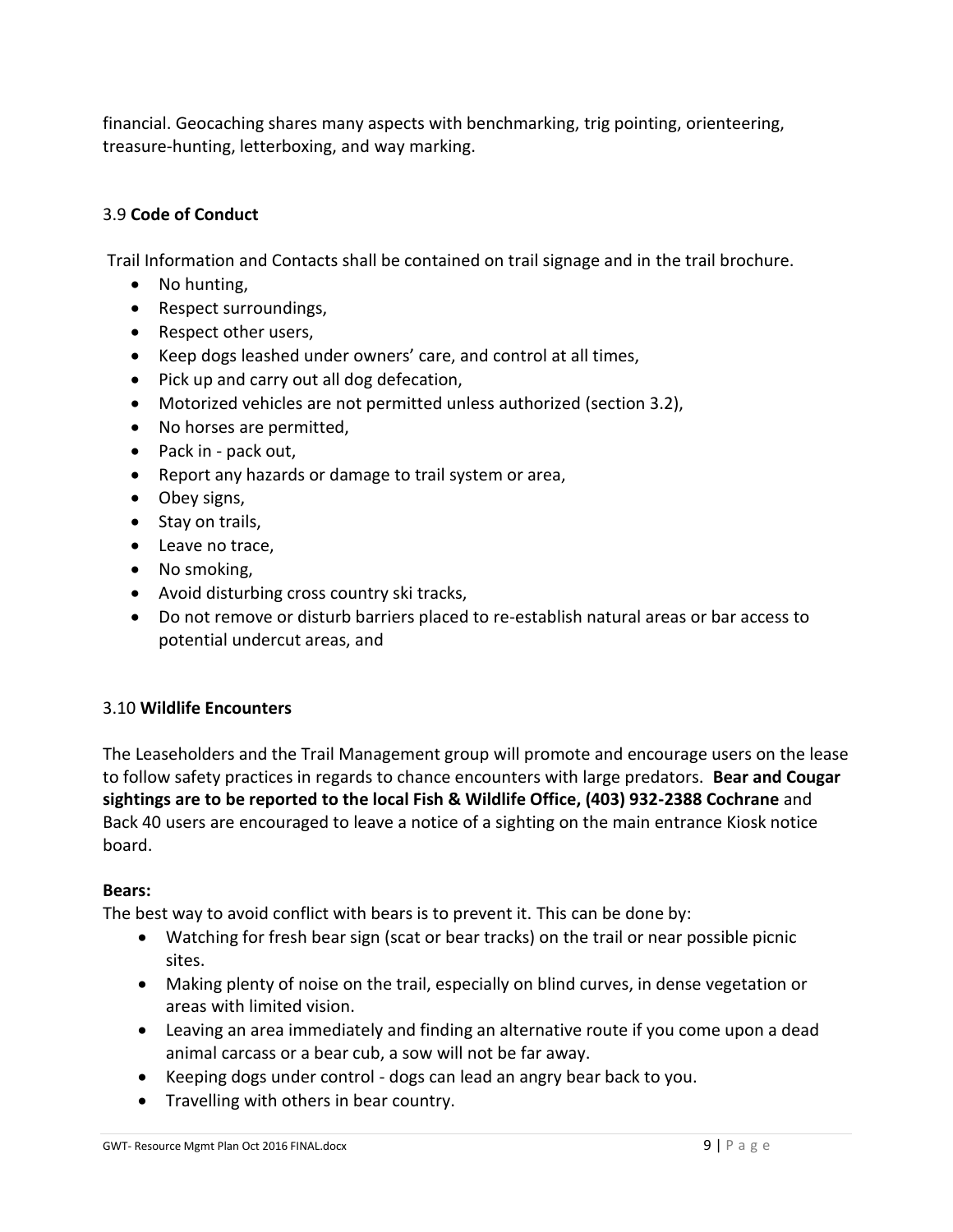financial. Geocaching shares many aspects with benchmarking, trig pointing, orienteering, treasure-hunting, letterboxing, and way marking.

### 3.9 **Code of Conduct**

Trail Information and Contacts shall be contained on trail signage and in the trail brochure.

- No hunting,
- Respect surroundings,
- Respect other users,
- Keep dogs leashed under owners' care, and control at all times,
- Pick up and carry out all dog defecation,
- Motorized vehicles are not permitted unless authorized (section 3.2),
- No horses are permitted,
- Pack in - pack out,
- Report any hazards or damage to trail system or area,
- Obey signs,
- Stay on trails,
- Leave no trace,
- No smoking,
- Avoid disturbing cross country ski tracks,
- Do not remove or disturb barriers placed to re-establish natural areas or bar access to potential undercut areas, and

### 3.10 **Wildlife Encounters**

The Leaseholders and the Trail Management group will promote and encourage users on the lease to follow safety practices in regards to chance encounters with large predators. **Bear and Cougar sightings are to be reported to the local Fish & Wildlife Office, (403) 932-2388 Cochrane** and Back 40 users are encouraged to leave a notice of a sighting on the main entrance Kiosk notice board.

**Bears:**

The best way to avoid conflict with bears is to prevent it. This can be done by:

- Watching for fresh bear sign (scat or bear tracks) on the trail or near possible picnic sites.
- Making plenty of noise on the trail, especially on blind curves, in dense vegetation or areas with limited vision.
- Leaving an area immediately and finding an alternative route if you come upon a dead animal carcass or a bear cub, a sow will not be far away.
- Keeping dogs under control - dogs can lead an angry bear back to you.
- Travelling with others in bear country.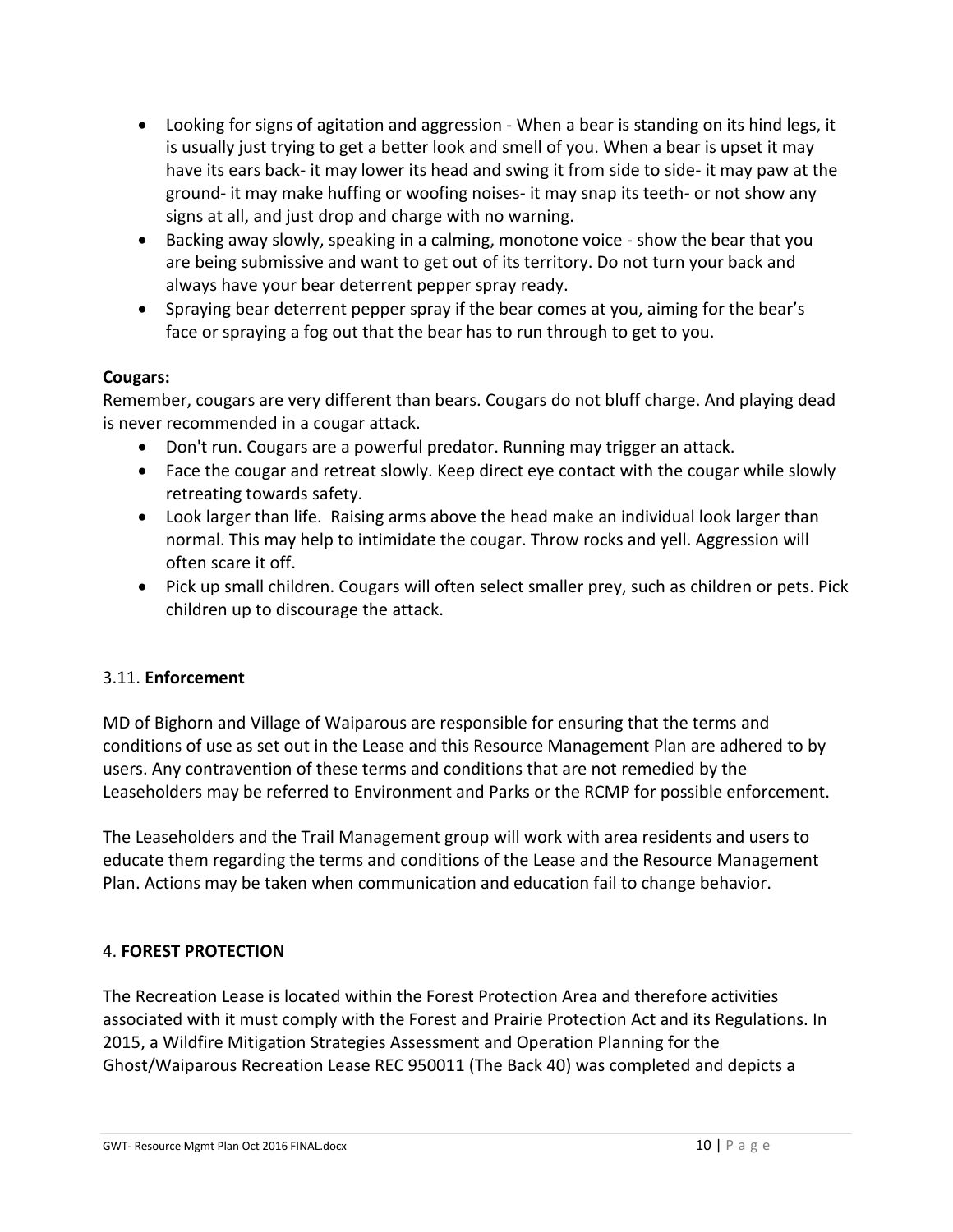- Looking for signs of agitation and aggression - When a bear is standing on its hind legs, it is usually just trying to get a better look and smell of you. When a bear is upset it may have its ears back- it may lower its head and swing it from side to side- it may paw at the ground- it may make huffing or woofing noises- it may snap its teeth- or not show any signs at all, and just drop and charge with no warning.
- Backing away slowly, speaking in a calming, monotone voice - show the bear that you are being submissive and want to get out of its territory. Do not turn your back and always have your bear deterrent pepper spray ready.
- Spraying bear deterrent pepper spray if the bear comes at you, aiming for the bear's face or spraying a fog out that the bear has to run through to get to you.

**Cougars:**

Remember, cougars are very different than bears. Cougars do not bluff charge. And playing dead is never recommended in a cougar attack.

- Don't run. Cougars are a powerful predator. Running may trigger an attack.
- Face the cougar and retreat slowly. Keep direct eye contact with the cougar while slowly retreating towards safety.
- Look larger than life. Raising arms above the head make an individual look larger than normal. This may help to intimidate the cougar. Throw rocks and yell. Aggression will often scare it off.
- Pick up small children. Cougars will often select smaller prey, such as children or pets. Pick children up to discourage the attack.

### 3.11. **Enforcement**

MD of Bighorn and Village of Waiparous are responsible for ensuring that the terms and conditions of use as set out in the Lease and this Resource Management Plan are adhered to by users. Any contravention of these terms and conditions that are not remedied by the Leaseholders may be referred to Environment and Parks or the RCMP for possible enforcement.

The Leaseholders and the Trail Management group will work with area residents and users to educate them regarding the terms and conditions of the Lease and the Resource Management Plan. Actions may be taken when communication and education fail to change behavior.

## 4. **FOREST PROTECTION**

The Recreation Lease is located within the Forest Protection Area and therefore activities associated with it must comply with the Forest and Prairie Protection Act and its Regulations. In 2015, a Wildfire Mitigation Strategies Assessment and Operation Planning for the Ghost/Waiparous Recreation Lease REC 950011 (The Back 40) was completed and depicts a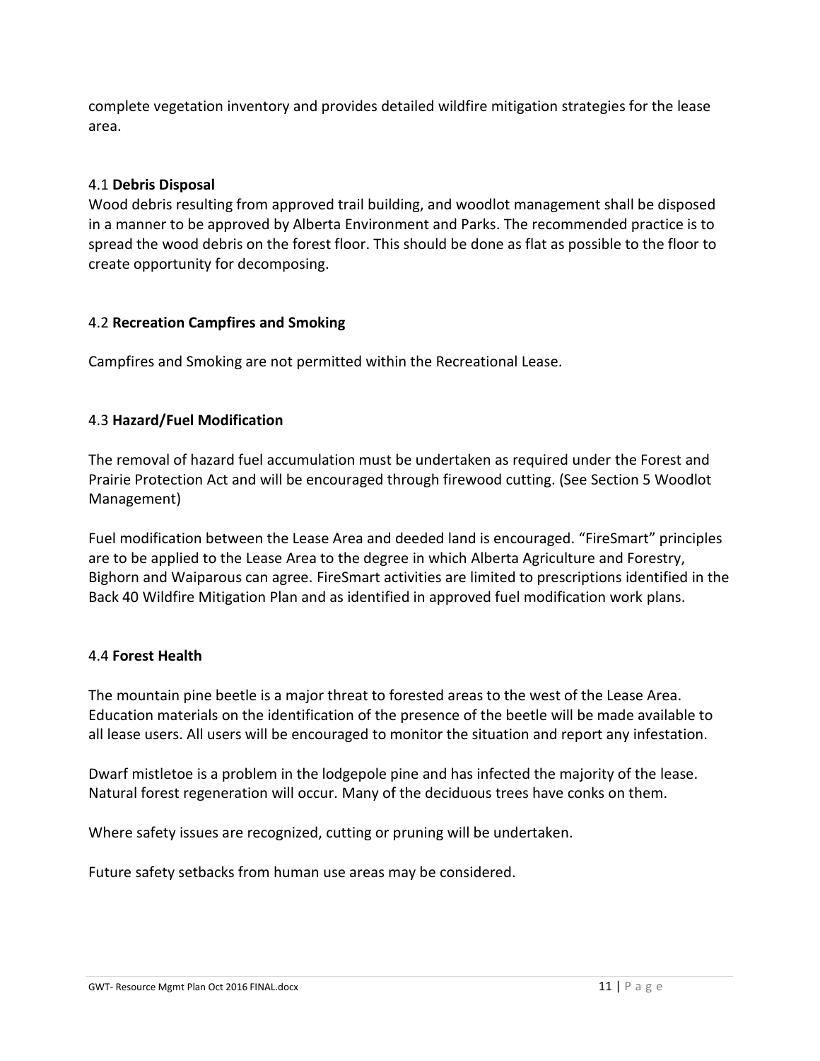complete vegetation inventory and provides detailed wildfire mitigation strategies for the lease area.

### 4.1 **Debris Disposal**

Wood debris resulting from approved trail building, and woodlot management shall be disposed in a manner to be approved by Alberta Environment and Parks. The recommended practice is to spread the wood debris on the forest floor. This should be done as flat as possible to the floor to create opportunity for decomposing.

### 4.2 **Recreation Campfires and Smoking**

Campfires and Smoking are not permitted within the Recreational Lease.

### 4.3 **Hazard/Fuel Modification**

The removal of hazard fuel accumulation must be undertaken as required under the Forest and Prairie Protection Act and will be encouraged through firewood cutting. (See Section 5 Woodlot Management)

Fuel modification between the Lease Area and deeded land is encouraged. "FireSmart" principles are to be applied to the Lease Area to the degree in which Alberta Agriculture and Forestry, Bighorn and Waiparous can agree. FireSmart activities are limited to prescriptions identified in the Back 40 Wildfire Mitigation Plan and as identified in approved fuel modification work plans.

### 4.4 **Forest Health**

The mountain pine beetle is a major threat to forested areas to the west of the Lease Area. Education materials on the identification of the presence of the beetle will be made available to all lease users. All users will be encouraged to monitor the situation and report any infestation.

Dwarf mistletoe is a problem in the lodgepole pine and has infected the majority of the lease. Natural forest regeneration will occur. Many of the deciduous trees have conks on them.

Where safety issues are recognized, cutting or pruning will be undertaken.

Future safety setbacks from human use areas may be considered.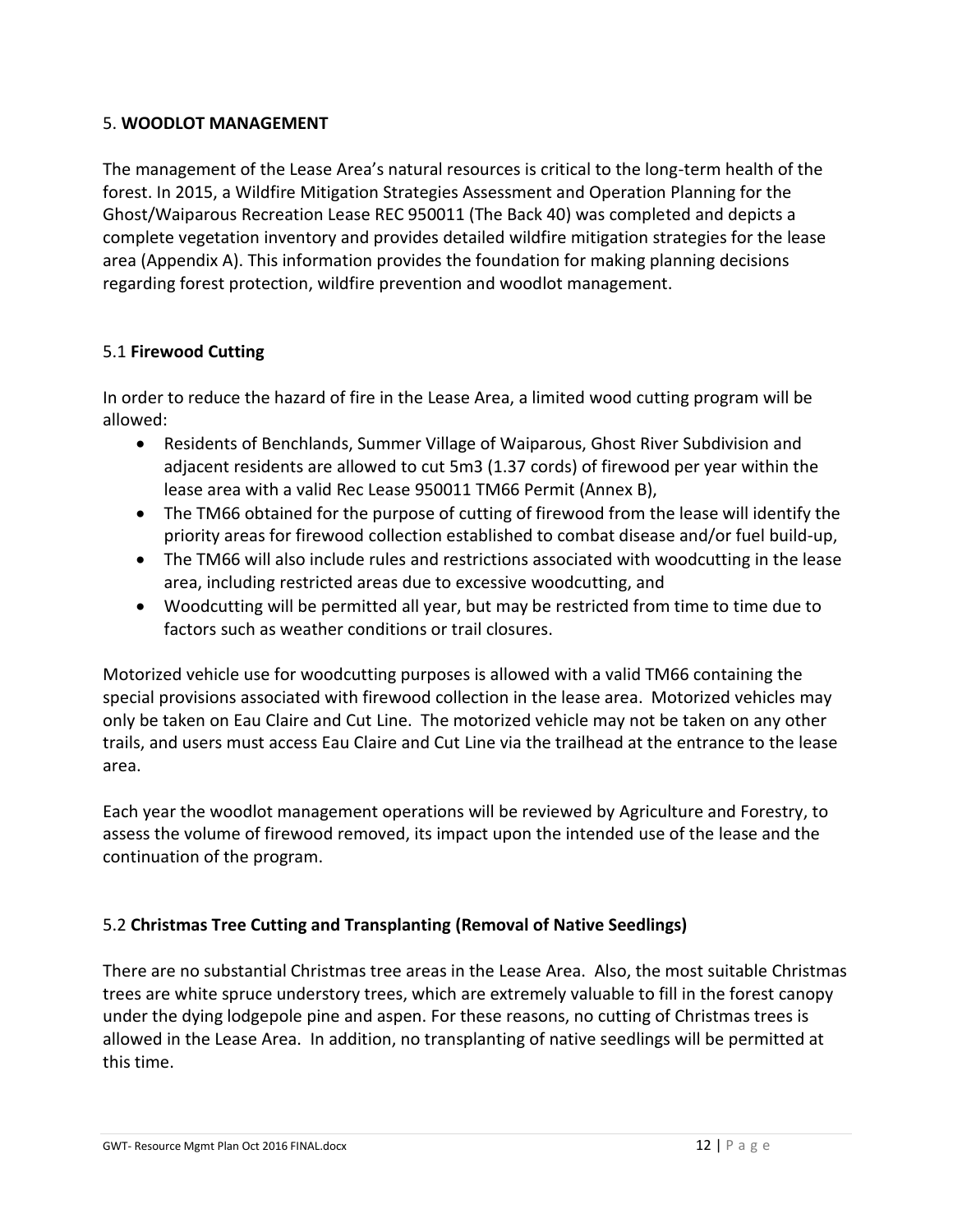## 5. **WOODLOT MANAGEMENT**

The management of the Lease Area's natural resources is critical to the long-term health of the forest. In 2015, a Wildfire Mitigation Strategies Assessment and Operation Planning for the Ghost/Waiparous Recreation Lease REC 950011 (The Back 40) was completed and depicts a complete vegetation inventory and provides detailed wildfire mitigation strategies for the lease area (Appendix A). This information provides the foundation for making planning decisions regarding forest protection, wildfire prevention and woodlot management.

### 5.1 **Firewood Cutting**

In order to reduce the hazard of fire in the Lease Area, a limited wood cutting program will be allowed:

- Residents of Benchlands, Summer Village of Waiparous, Ghost River Subdivision and adjacent residents are allowed to cut 5m3 (1.37 cords) of firewood per year within the lease area with a valid Rec Lease 950011 TM66 Permit (Annex B),
- The TM66 obtained for the purpose of cutting of firewood from the lease will identify the priority areas for firewood collection established to combat disease and/or fuel build-up,
- The TM66 will also include rules and restrictions associated with woodcutting in the lease area, including restricted areas due to excessive woodcutting, and
- Woodcutting will be permitted all year, but may be restricted from time to time due to factors such as weather conditions or trail closures.

Motorized vehicle use for woodcutting purposes is allowed with a valid TM66 containing the special provisions associated with firewood collection in the lease area. Motorized vehicles may only be taken on Eau Claire and Cut Line. The motorized vehicle may not be taken on any other trails, and users must access Eau Claire and Cut Line via the trailhead at the entrance to the lease area.

Each year the woodlot management operations will be reviewed by Agriculture and Forestry, to assess the volume of firewood removed, its impact upon the intended use of the lease and the continuation of the program.

### 5.2 **Christmas Tree Cutting and Transplanting (Removal of Native Seedlings)**

There are no substantial Christmas tree areas in the Lease Area. Also, the most suitable Christmas trees are white spruce understory trees, which are extremely valuable to fill in the forest canopy under the dying lodgepole pine and aspen. For these reasons, no cutting of Christmas trees is allowed in the Lease Area. In addition, no transplanting of native seedlings will be permitted at this time.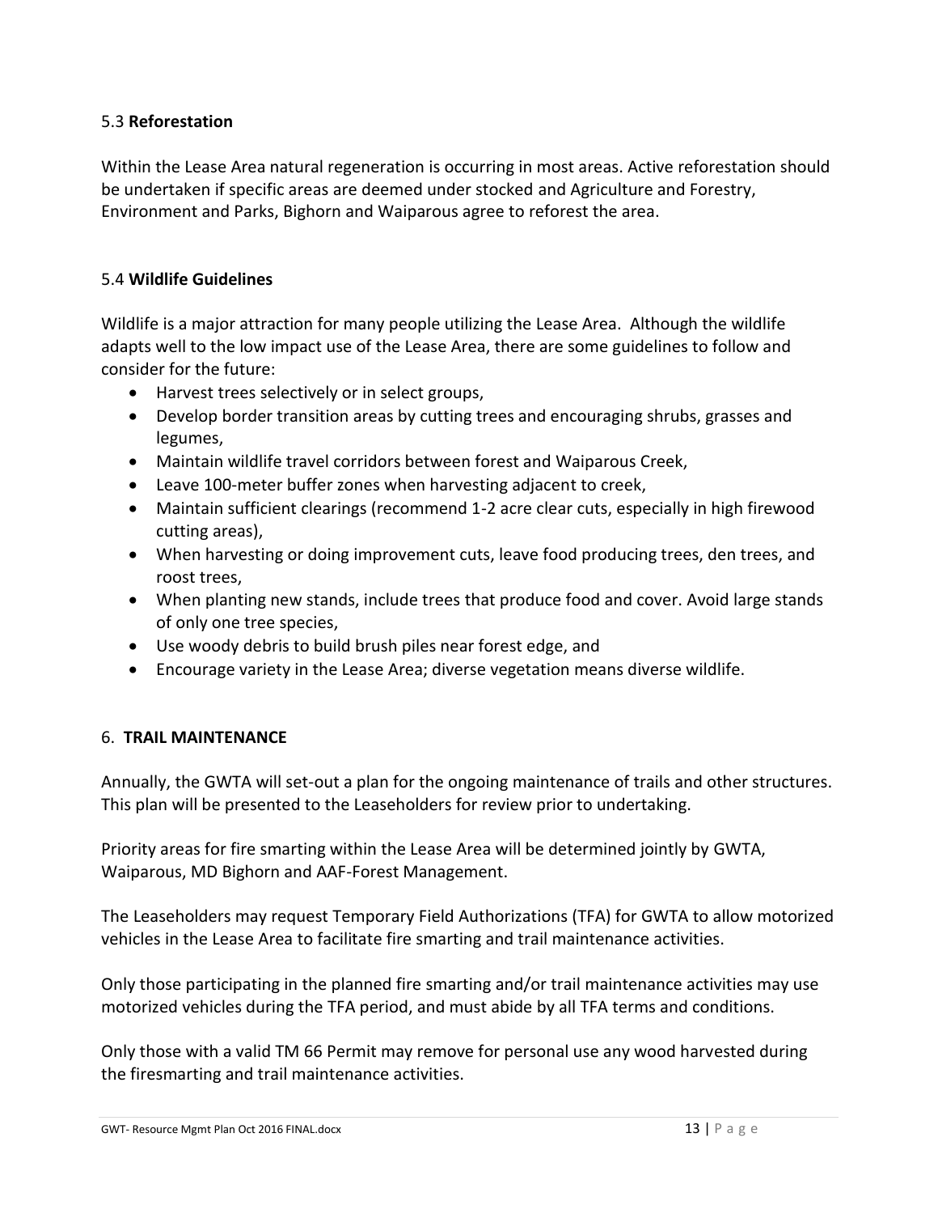### 5.3 **Reforestation**

Within the Lease Area natural regeneration is occurring in most areas. Active reforestation should be undertaken if specific areas are deemed under stocked and Agriculture and Forestry, Environment and Parks, Bighorn and Waiparous agree to reforest the area.

### 5.4 **Wildlife Guidelines**

Wildlife is a major attraction for many people utilizing the Lease Area. Although the wildlife adapts well to the low impact use of the Lease Area, there are some guidelines to follow and consider for the future:

- Harvest trees selectively or in select groups,
- Develop border transition areas by cutting trees and encouraging shrubs, grasses and legumes,
- Maintain wildlife travel corridors between forest and Waiparous Creek,
- Leave 100-meter buffer zones when harvesting adjacent to creek,
- Maintain sufficient clearings (recommend 1-2 acre clear cuts, especially in high firewood cutting areas),
- When harvesting or doing improvement cuts, leave food producing trees, den trees, and roost trees,
- When planting new stands, include trees that produce food and cover. Avoid large stands of only one tree species,
- Use woody debris to build brush piles near forest edge, and
- Encourage variety in the Lease Area; diverse vegetation means diverse wildlife.

## 6. **TRAIL MAINTENANCE**

Annually, the GWTA will set-out a plan for the ongoing maintenance of trails and other structures. This plan will be presented to the Leaseholders for review prior to undertaking.

Priority areas for fire smarting within the Lease Area will be determined jointly by GWTA, Waiparous, MD Bighorn and AAF-Forest Management.

The Leaseholders may request Temporary Field Authorizations (TFA) for GWTA to allow motorized vehicles in the Lease Area to facilitate fire smarting and trail maintenance activities.

Only those participating in the planned fire smarting and/or trail maintenance activities may use motorized vehicles during the TFA period, and must abide by all TFA terms and conditions.

Only those with a valid TM 66 Permit may remove for personal use any wood harvested during the firesmarting and trail maintenance activities.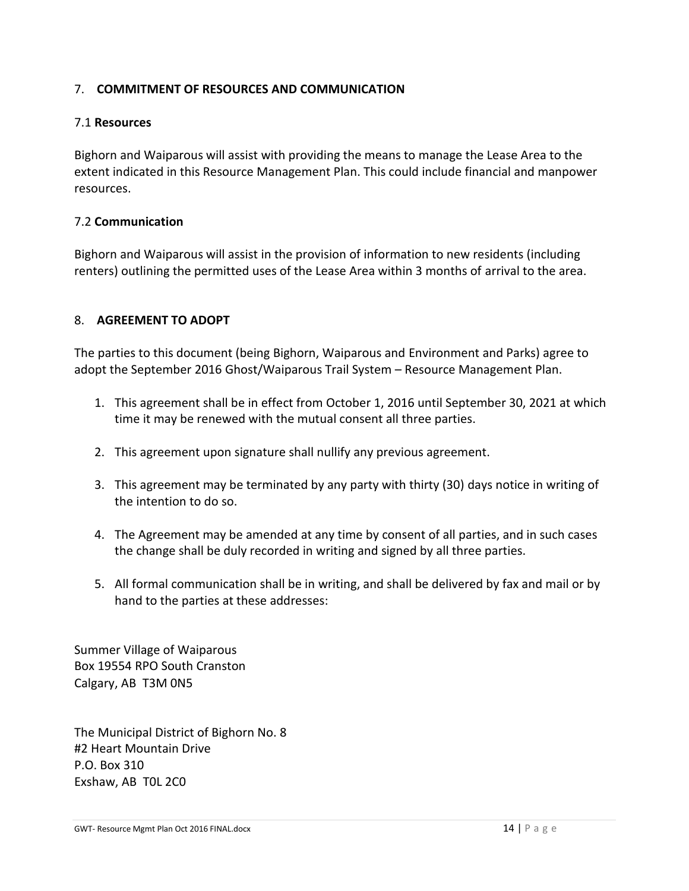## 7. **COMMITMENT OF RESOURCES AND COMMUNICATION**

### 7.1 **Resources**

Bighorn and Waiparous will assist with providing the means to manage the Lease Area to the extent indicated in this Resource Management Plan. This could include financial and manpower resources.

### 7.2 **Communication**

Bighorn and Waiparous will assist in the provision of information to new residents (including renters) outlining the permitted uses of the Lease Area within 3 months of arrival to the area.

## 8. **AGREEMENT TO ADOPT**

The parties to this document (being Bighorn, Waiparous and Environment and Parks) agree to adopt the September 2016 Ghost/Waiparous Trail System – Resource Management Plan.

1. This agreement shall be in effect from October 1, 2016 until September 30, 2021 at which time it may be renewed with the mutual consent all three parties.
2. This agreement upon signature shall nullify any previous agreement.
3. This agreement may be terminated by any party with thirty (30) days notice in writing of the intention to do so.
4. The Agreement may be amended at any time by consent of all parties, and in such cases the change shall be duly recorded in writing and signed by all three parties.
5. All formal communication shall be in writing, and shall be delivered by fax and mail or by hand to the parties at these addresses:

Summer Village of Waiparous
Box 19554 RPO South Cranston
Calgary, AB T3M 0N5

The Municipal District of Bighorn No. 8
#2 Heart Mountain Drive
P.O. Box 310
Exshaw, AB T0L 2C0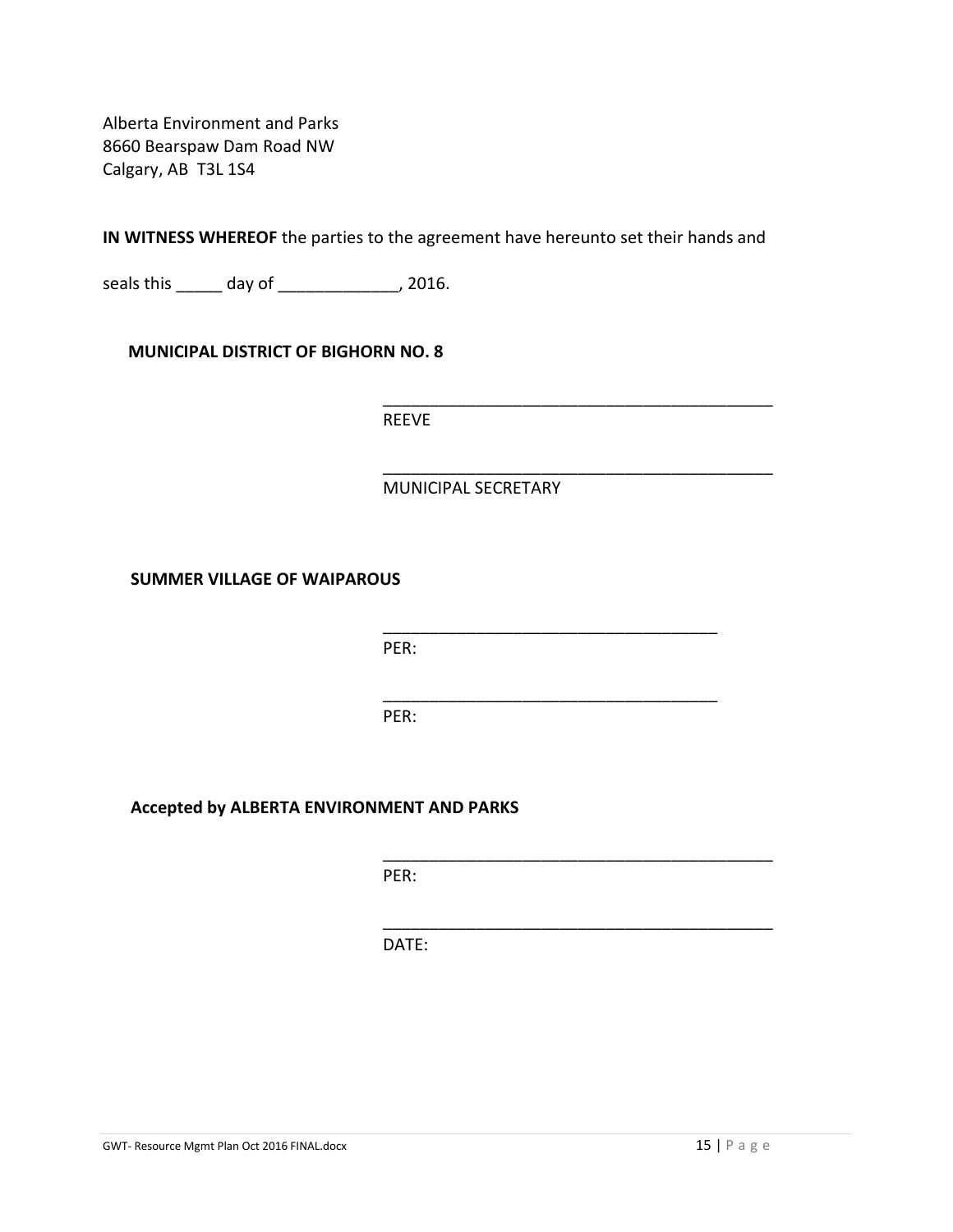Alberta Environment and Parks
8660 Bearspaw Dam Road NW
Calgary, AB T3L 1S4

**IN WITNESS WHEREOF** the parties to the agreement have hereunto set their hands and

seals this _____ day of _____________, 2016.

**MUNICIPAL DISTRICT OF BIGHORN NO. 8**

___________________________________________
REEVE

___________________________________________
MUNICIPAL SECRETARY

**SUMMER VILLAGE OF WAIPAROUS**

_____________________________________
PER:

_____________________________________
PER:

**Accepted by ALBERTA ENVIRONMENT AND PARKS**

___________________________________________
PER:

___________________________________________
DATE: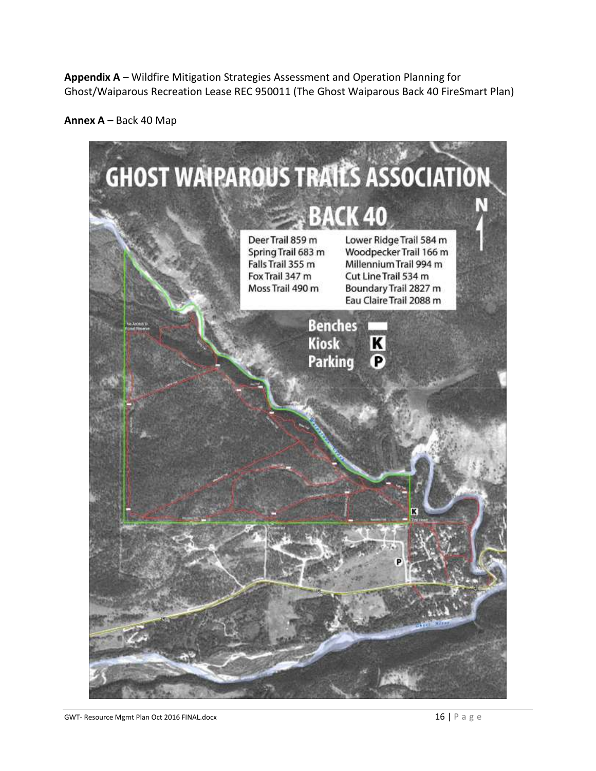**Appendix A** – Wildfire Mitigation Strategies Assessment and Operation Planning for Ghost/Waiparous Recreation Lease REC 950011 (The Ghost Waiparous Back 40 FireSmart Plan)

**Annex A** – Back 40 Map

GHOST WAIPAROUS TRAILS ASSOCIATION

BACK 40

N

Deer Trail 859 m
Spring Trail 683 m
Falls Trail 355 m
Fox Trail 347 m
Moss Trail 490 m
Lower Ridge Trail 584 m
Woodpecker Trail 166 m
Millennium Trail 994 m
Cut Line Trail 534 m
Boundary Trail 2827 m
Eau Claire Trail 2088 m

Benches
Kiosk K
Parking P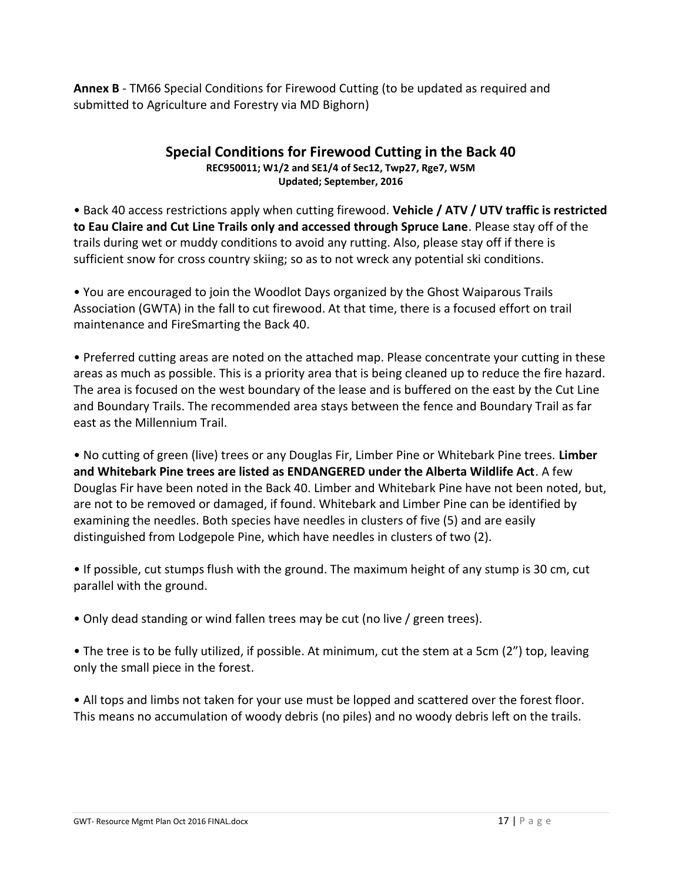**Annex B** - TM66 Special Conditions for Firewood Cutting (to be updated as required and submitted to Agriculture and Forestry via MD Bighorn)

## Special Conditions for Firewood Cutting in the Back 40

**REC950011; W1/2 and SE1/4 of Sec12, Twp27, Rge7, W5M**
**Updated; September, 2016**

• Back 40 access restrictions apply when cutting firewood. **Vehicle / ATV / UTV traffic is restricted to Eau Claire and Cut Line Trails only and accessed through Spruce Lane**. Please stay off of the trails during wet or muddy conditions to avoid any rutting. Also, please stay off if there is sufficient snow for cross country skiing; so as to not wreck any potential ski conditions.

• You are encouraged to join the Woodlot Days organized by the Ghost Waiparous Trails Association (GWTA) in the fall to cut firewood. At that time, there is a focused effort on trail maintenance and FireSmarting the Back 40.

• Preferred cutting areas are noted on the attached map. Please concentrate your cutting in these areas as much as possible. This is a priority area that is being cleaned up to reduce the fire hazard. The area is focused on the west boundary of the lease and is buffered on the east by the Cut Line and Boundary Trails. The recommended area stays between the fence and Boundary Trail as far east as the Millennium Trail.

• No cutting of green (live) trees or any Douglas Fir, Limber Pine or Whitebark Pine trees. **Limber and Whitebark Pine trees are listed as ENDANGERED under the Alberta Wildlife Act**. A few Douglas Fir have been noted in the Back 40. Limber and Whitebark Pine have not been noted, but, are not to be removed or damaged, if found. Whitebark and Limber Pine can be identified by examining the needles. Both species have needles in clusters of five (5) and are easily distinguished from Lodgepole Pine, which have needles in clusters of two (2).

• If possible, cut stumps flush with the ground. The maximum height of any stump is 30 cm, cut parallel with the ground.

• Only dead standing or wind fallen trees may be cut (no live / green trees).

• The tree is to be fully utilized, if possible. At minimum, cut the stem at a 5cm (2") top, leaving only the small piece in the forest.

• All tops and limbs not taken for your use must be lopped and scattered over the forest floor. This means no accumulation of woody debris (no piles) and no woody debris left on the trails.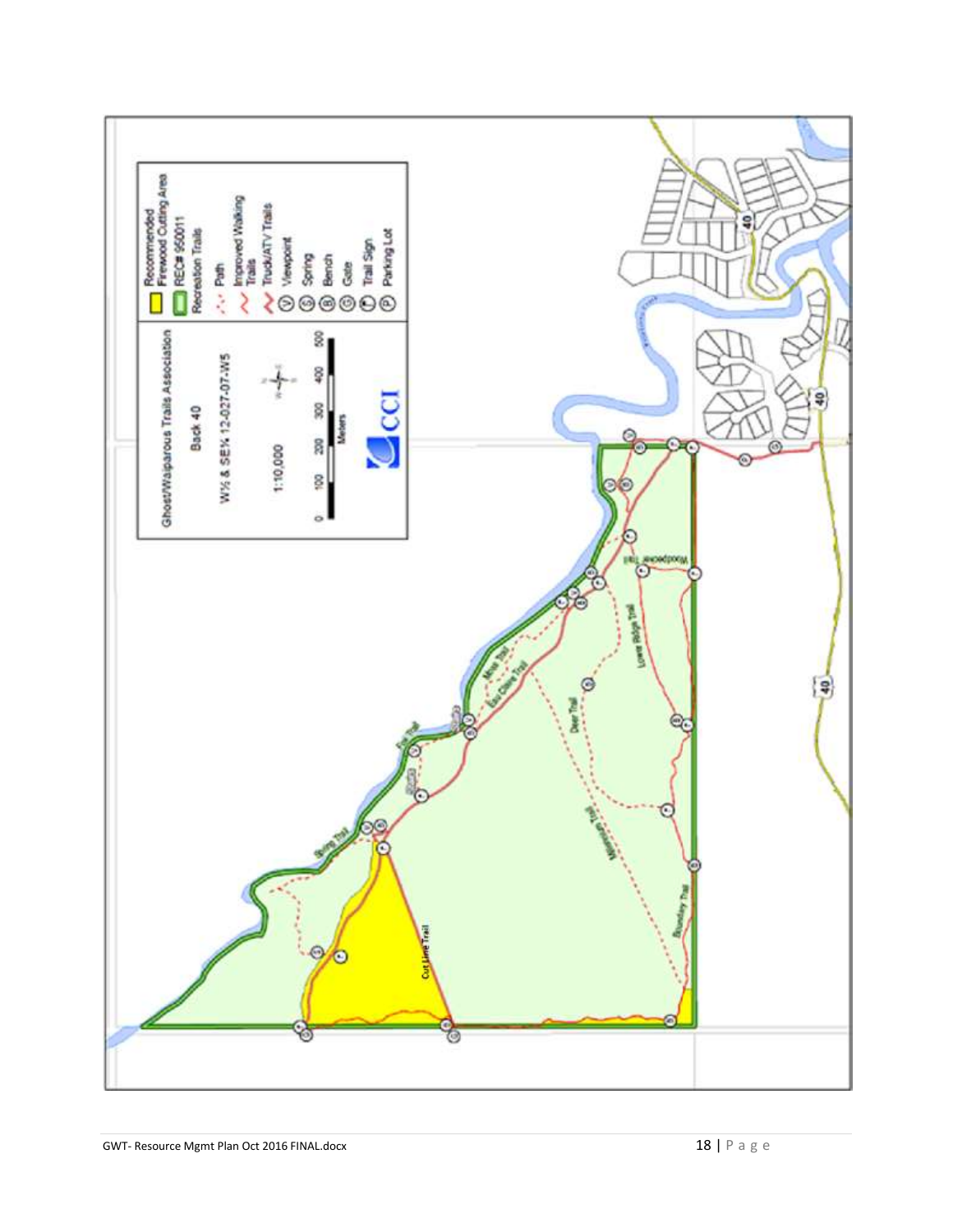Ghost/Waiparous Trails Association

Back 40

W½ & SE¼ 12-027-07-W5

1:10,000

0 100 200 300 400 500

Meters

CCI

Recommended Firewood Cutting Area

REC# 950011

Recreation Trails

Path

Improved Walking Trails

Truck/ATV Trails

Viewpoint

Spring

Bench

Gate

Trail Sign

Parking Lot

Cut Line Trail

Spring Trail

Fire Trail

Moss Trail

Eau Claire Trail

Deer Trail

Lower Ridge Trail

Woodpecker Trail

Mountain Trail

Boundary Trail

40